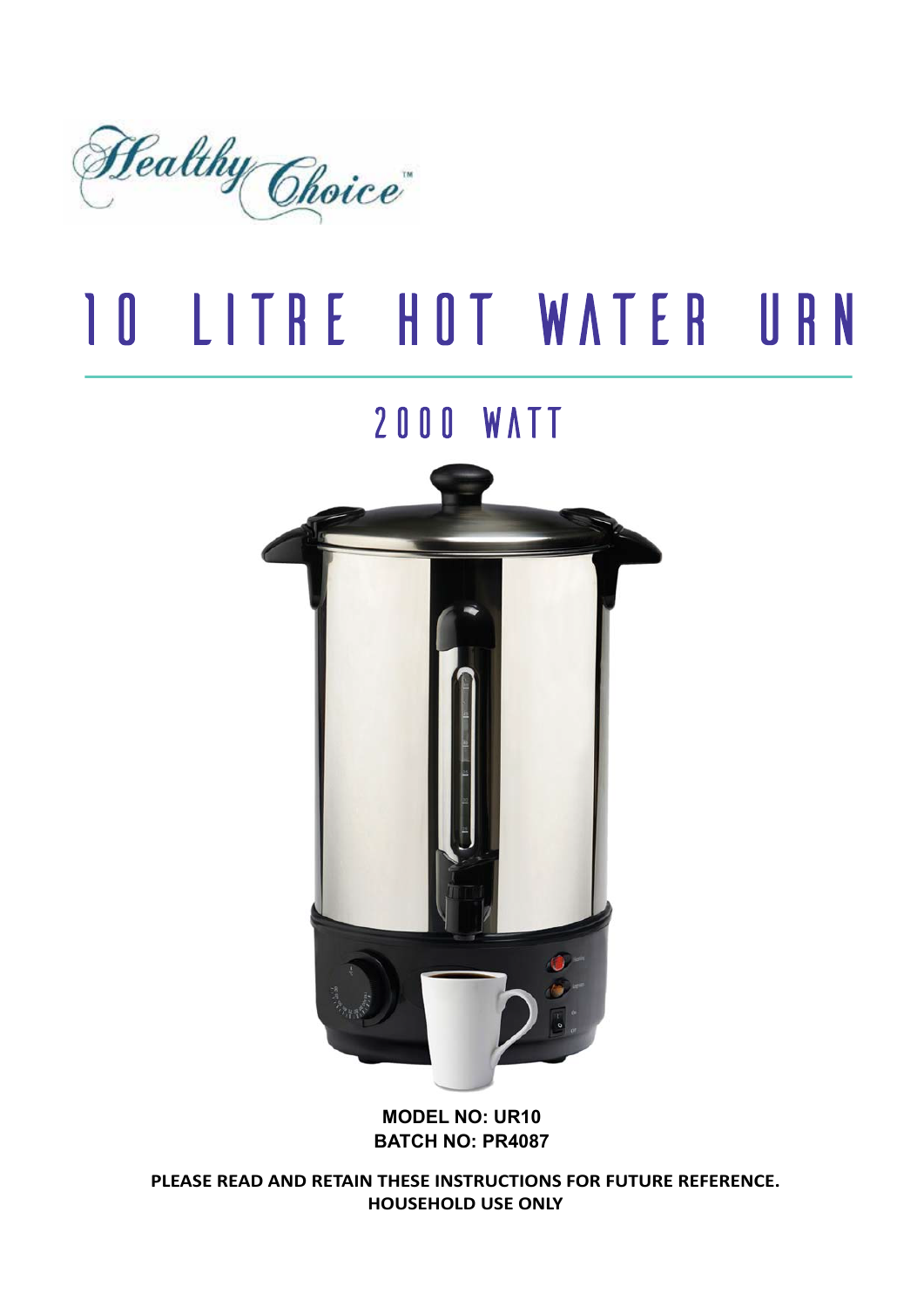Healthy Choice™

# 10 LITRE HOT WATER URN

## 2000 WATT

**MODEL NO: UR10**
**BATCH NO: PR4087**

**PLEASE READ AND RETAIN THESE INSTRUCTIONS FOR FUTURE REFERENCE.**
**HOUSEHOLD USE ONLY**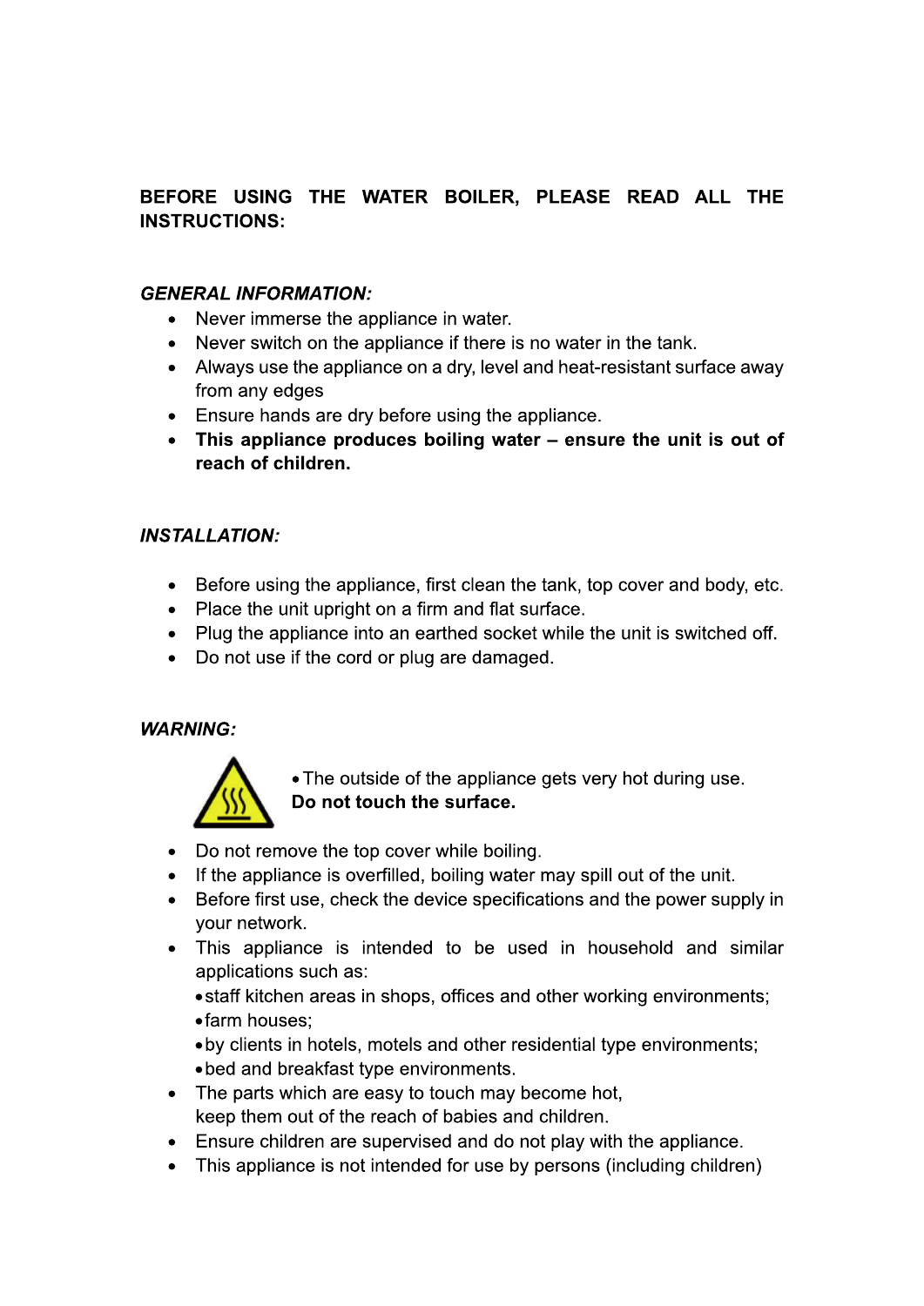**BEFORE USING THE WATER BOILER, PLEASE READ ALL THE INSTRUCTIONS:**

***GENERAL INFORMATION:***

- Never immerse the appliance in water.
- Never switch on the appliance if there is no water in the tank.
- Always use the appliance on a dry, level and heat-resistant surface away from any edges
- Ensure hands are dry before using the appliance.
- **This appliance produces boiling water – ensure the unit is out of reach of children.**

***INSTALLATION:***

- Before using the appliance, first clean the tank, top cover and body, etc.
- Place the unit upright on a firm and flat surface.
- Plug the appliance into an earthed socket while the unit is switched off.
- Do not use if the cord or plug are damaged.

***WARNING:***

- The outside of the appliance gets very hot during use.
**Do not touch the surface.**

- Do not remove the top cover while boiling.
- If the appliance is overfilled, boiling water may spill out of the unit.
- Before first use, check the device specifications and the power supply in your network.
- This appliance is intended to be used in household and similar applications such as:
  - staff kitchen areas in shops, offices and other working environments;
  - farm houses;
  - by clients in hotels, motels and other residential type environments;
  - bed and breakfast type environments.
- The parts which are easy to touch may become hot,
keep them out of the reach of babies and children.
- Ensure children are supervised and do not play with the appliance.
- This appliance is not intended for use by persons (including children)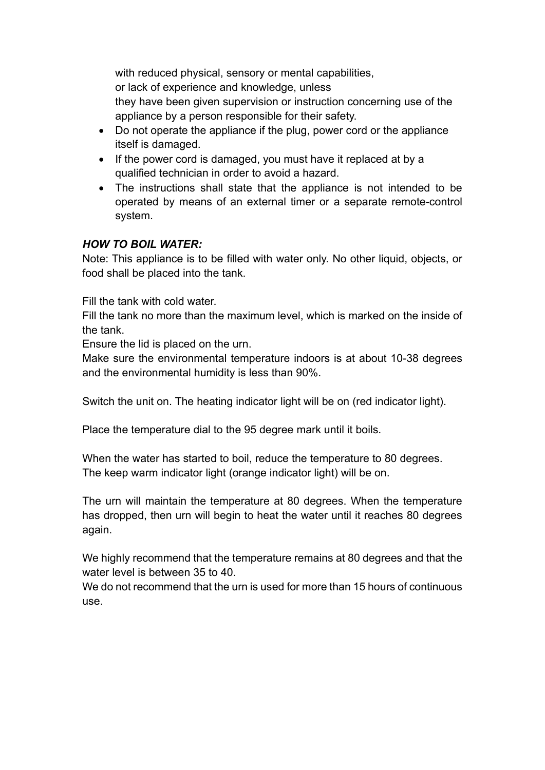with reduced physical, sensory or mental capabilities,
or lack of experience and knowledge, unless
they have been given supervision or instruction concerning use of the appliance by a person responsible for their safety.

- Do not operate the appliance if the plug, power cord or the appliance itself is damaged.
- If the power cord is damaged, you must have it replaced at by a qualified technician in order to avoid a hazard.
- The instructions shall state that the appliance is not intended to be operated by means of an external timer or a separate remote-control system.

***HOW TO BOIL WATER:***

Note: This appliance is to be filled with water only. No other liquid, objects, or food shall be placed into the tank.

Fill the tank with cold water.
Fill the tank no more than the maximum level, which is marked on the inside of the tank.
Ensure the lid is placed on the urn.
Make sure the environmental temperature indoors is at about 10-38 degrees and the environmental humidity is less than 90%.

Switch the unit on. The heating indicator light will be on (red indicator light).

Place the temperature dial to the 95 degree mark until it boils.

When the water has started to boil, reduce the temperature to 80 degrees.
The keep warm indicator light (orange indicator light) will be on.

The urn will maintain the temperature at 80 degrees. When the temperature has dropped, then urn will begin to heat the water until it reaches 80 degrees again.

We highly recommend that the temperature remains at 80 degrees and that the water level is between 35 to 40.
We do not recommend that the urn is used for more than 15 hours of continuous use.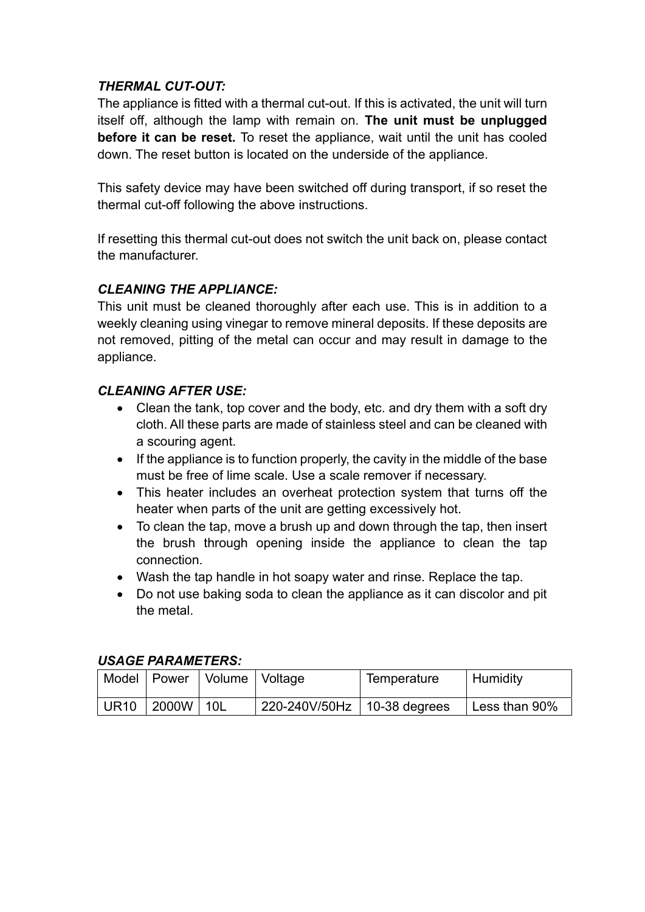### *THERMAL CUT-OUT:*

The appliance is fitted with a thermal cut-out. If this is activated, the unit will turn itself off, although the lamp with remain on. **The unit must be unplugged before it can be reset.** To reset the appliance, wait until the unit has cooled down. The reset button is located on the underside of the appliance.

This safety device may have been switched off during transport, if so reset the thermal cut-off following the above instructions.

If resetting this thermal cut-out does not switch the unit back on, please contact the manufacturer.

### *CLEANING THE APPLIANCE:*

This unit must be cleaned thoroughly after each use. This is in addition to a weekly cleaning using vinegar to remove mineral deposits. If these deposits are not removed, pitting of the metal can occur and may result in damage to the appliance.

### *CLEANING AFTER USE:*

- Clean the tank, top cover and the body, etc. and dry them with a soft dry cloth. All these parts are made of stainless steel and can be cleaned with a scouring agent.
- If the appliance is to function properly, the cavity in the middle of the base must be free of lime scale. Use a scale remover if necessary.
- This heater includes an overheat protection system that turns off the heater when parts of the unit are getting excessively hot.
- To clean the tap, move a brush up and down through the tap, then insert the brush through opening inside the appliance to clean the tap connection.
- Wash the tap handle in hot soapy water and rinse. Replace the tap.
- Do not use baking soda to clean the appliance as it can discolor and pit the metal.

### *USAGE PARAMETERS:*

| Model | Power | Volume | Voltage | Temperature | Humidity |
|---|---|---|---|---|---|
| UR10 | 2000W | 10L | 220-240V/50Hz | 10-38 degrees | Less than 90% |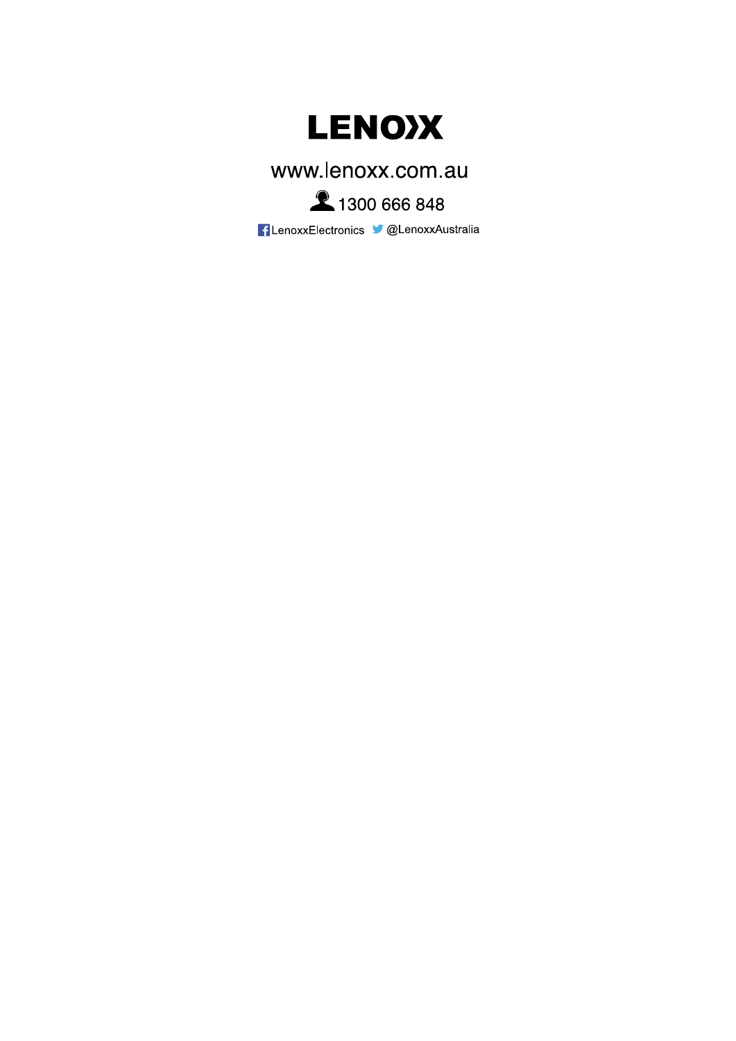# LENOXX

www.lenoxx.com.au

1300 666 848

LenoxxElectronics @LenoxxAustralia